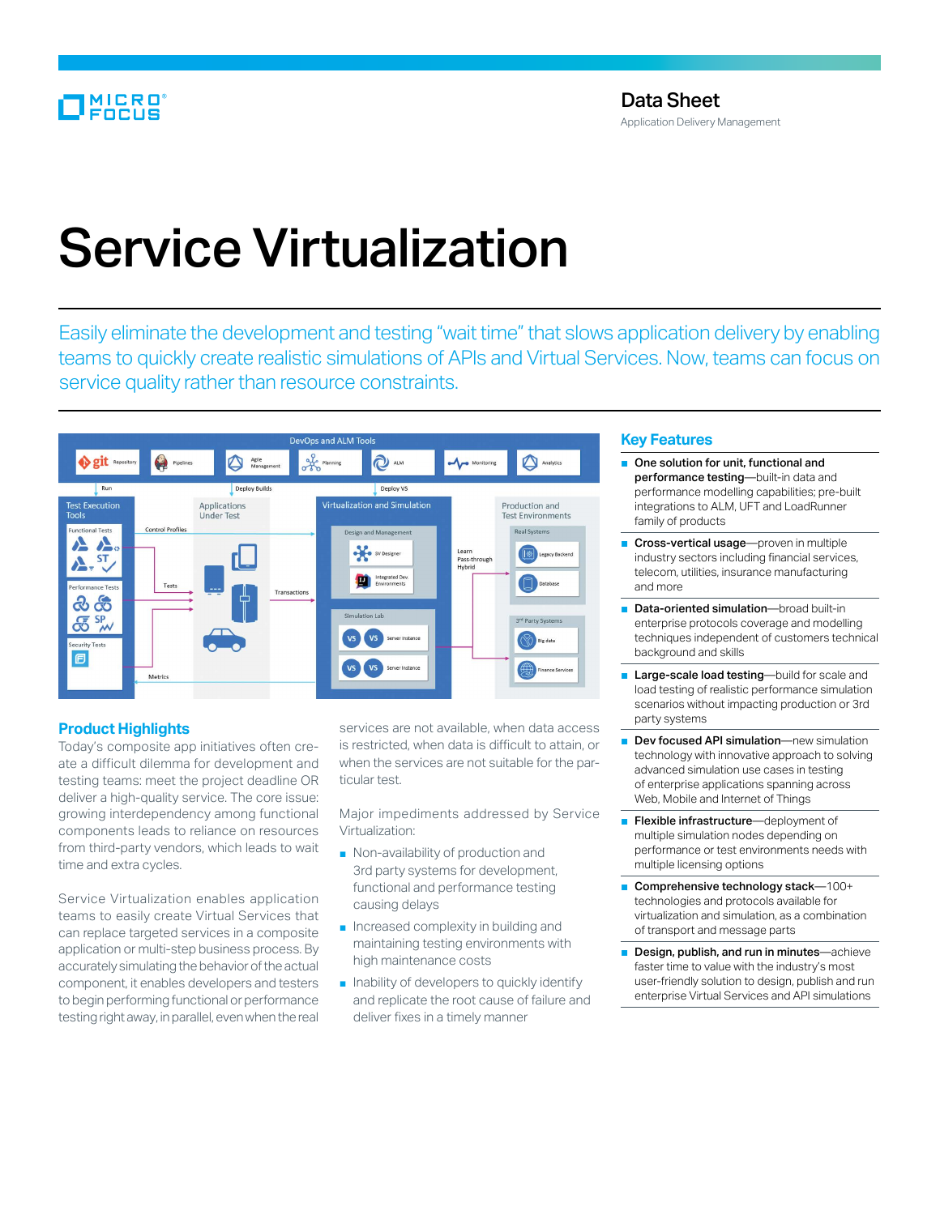Data Sheet
Application Delivery Management

# Service Virtualization

Easily eliminate the development and testing "wait time" that slows application delivery by enabling teams to quickly create realistic simulations of APIs and Virtual Services. Now, teams can focus on service quality rather than resource constraints.

## Product Highlights

Today's composite app initiatives often create a difficult dilemma for development and testing teams: meet the project deadline OR deliver a high-quality service. The core issue: growing interdependency among functional components leads to reliance on resources from third-party vendors, which leads to wait time and extra cycles.

Service Virtualization enables application teams to easily create Virtual Services that can replace targeted services in a composite application or multi-step business process. By accurately simulating the behavior of the actual component, it enables developers and testers to begin performing functional or performance testing right away, in parallel, even when the real services are not available, when data access is restricted, when data is difficult to attain, or when the services are not suitable for the particular test.

Major impediments addressed by Service Virtualization:

- Non-availability of production and 3rd party systems for development, functional and performance testing causing delays
- Increased complexity in building and maintaining testing environments with high maintenance costs
- Inability of developers to quickly identify and replicate the root cause of failure and deliver fixes in a timely manner

## Key Features

- **One solution for unit, functional and performance testing**—built-in data and performance modelling capabilities; pre-built integrations to ALM, UFT and LoadRunner family of products
- **Cross-vertical usage**—proven in multiple industry sectors including financial services, telecom, utilities, insurance manufacturing and more
- **Data-oriented simulation**—broad built-in enterprise protocols coverage and modelling techniques independent of customers technical background and skills
- **Large-scale load testing**—build for scale and load testing of realistic performance simulation scenarios without impacting production or 3rd party systems
- **Dev focused API simulation**—new simulation technology with innovative approach to solving advanced simulation use cases in testing of enterprise applications spanning across Web, Mobile and Internet of Things
- **Flexible infrastructure**—deployment of multiple simulation nodes depending on performance or test environments needs with multiple licensing options
- **Comprehensive technology stack**—100+ technologies and protocols available for virtualization and simulation, as a combination of transport and message parts
- **Design, publish, and run in minutes**—achieve faster time to value with the industry's most user-friendly solution to design, publish and run enterprise Virtual Services and API simulations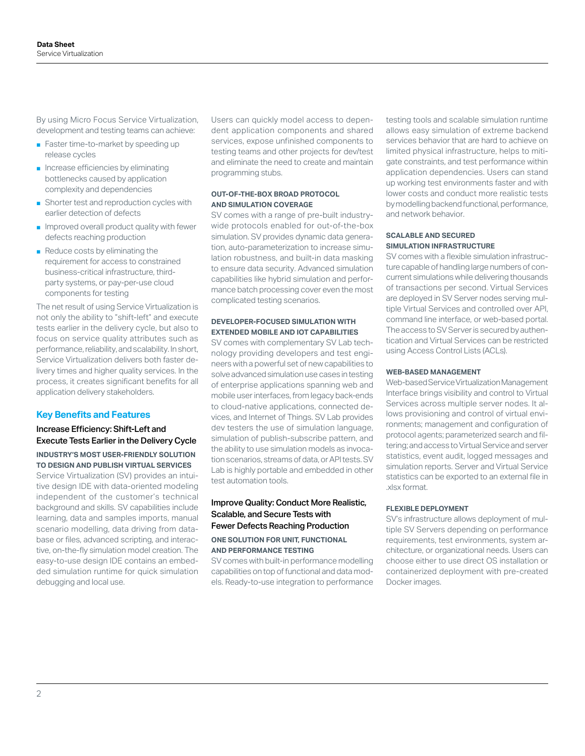By using Micro Focus Service Virtualization, development and testing teams can achieve:

- Faster time-to-market by speeding up release cycles
- Increase efficiencies by eliminating bottlenecks caused by application complexity and dependencies
- Shorter test and reproduction cycles with earlier detection of defects
- Improved overall product quality with fewer defects reaching production
- Reduce costs by eliminating the requirement for access to constrained business-critical infrastructure, third-party systems, or pay-per-use cloud components for testing

The net result of using Service Virtualization is not only the ability to "shift-left" and execute tests earlier in the delivery cycle, but also to focus on service quality attributes such as performance, reliability, and scalability. In short, Service Virtualization delivers both faster delivery times and higher quality services. In the process, it creates significant benefits for all application delivery stakeholders.

## Key Benefits and Features

### Increase Efficiency: Shift-Left and Execute Tests Earlier in the Delivery Cycle

#### INDUSTRY'S MOST USER-FRIENDLY SOLUTION TO DESIGN AND PUBLISH VIRTUAL SERVICES

Service Virtualization (SV) provides an intuitive design IDE with data-oriented modeling independent of the customer's technical background and skills. SV capabilities include learning, data and samples imports, manual scenario modelling, data driving from database or files, advanced scripting, and interactive, on-the-fly simulation model creation. The easy-to-use design IDE contains an embedded simulation runtime for quick simulation debugging and local use.

Users can quickly model access to dependent application components and shared services, expose unfinished components to testing teams and other projects for dev/test and eliminate the need to create and maintain programming stubs.

#### OUT-OF-THE-BOX BROAD PROTOCOL AND SIMULATION COVERAGE

SV comes with a range of pre-built industry-wide protocols enabled for out-of-the-box simulation. SV provides dynamic data generation, auto-parameterization to increase simulation robustness, and built-in data masking to ensure data security. Advanced simulation capabilities like hybrid simulation and performance batch processing cover even the most complicated testing scenarios.

#### DEVELOPER-FOCUSED SIMULATION WITH EXTENDED MOBILE AND IOT CAPABILITIES

SV comes with complementary SV Lab technology providing developers and test engineers with a powerful set of new capabilities to solve advanced simulation use cases in testing of enterprise applications spanning web and mobile user interfaces, from legacy back-ends to cloud-native applications, connected devices, and Internet of Things. SV Lab provides dev testers the use of simulation language, simulation of publish-subscribe pattern, and the ability to use simulation models as invocation scenarios, streams of data, or API tests. SV Lab is highly portable and embedded in other test automation tools.

### Improve Quality: Conduct More Realistic, Scalable, and Secure Tests with Fewer Defects Reaching Production

#### ONE SOLUTION FOR UNIT, FUNCTIONAL AND PERFORMANCE TESTING

SV comes with built-in performance modelling capabilities on top of functional and data models. Ready-to-use integration to performance testing tools and scalable simulation runtime allows easy simulation of extreme backend services behavior that are hard to achieve on limited physical infrastructure, helps to mitigate constraints, and test performance within application dependencies. Users can stand up working test environments faster and with lower costs and conduct more realistic tests by modelling backend functional, performance, and network behavior.

#### SCALABLE AND SECURED SIMULATION INFRASTRUCTURE

SV comes with a flexible simulation infrastructure capable of handling large numbers of concurrent simulations while delivering thousands of transactions per second. Virtual Services are deployed in SV Server nodes serving multiple Virtual Services and controlled over API, command line interface, or web-based portal. The access to SV Server is secured by authentication and Virtual Services can be restricted using Access Control Lists (ACLs).

#### WEB-BASED MANAGEMENT

Web-based Service Virtualization Management Interface brings visibility and control to Virtual Services across multiple server nodes. It allows provisioning and control of virtual environments; management and configuration of protocol agents; parameterized search and filtering; and access to Virtual Service and server statistics, event audit, logged messages and simulation reports. Server and Virtual Service statistics can be exported to an external file in .xlsx format.

#### FLEXIBLE DEPLOYMENT

SV's infrastructure allows deployment of multiple SV Servers depending on performance requirements, test environments, system architecture, or organizational needs. Users can choose either to use direct OS installation or containerized deployment with pre-created Docker images.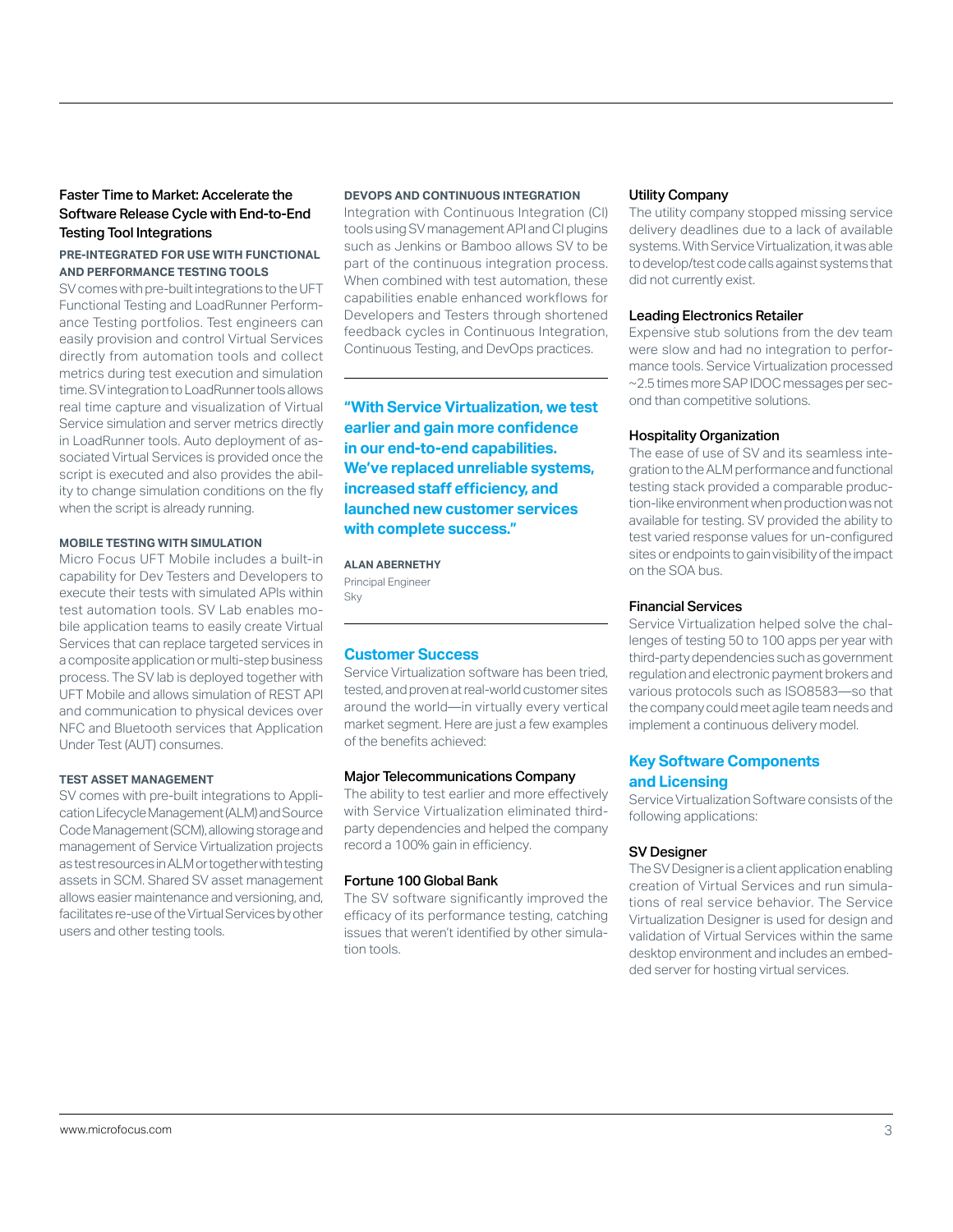### Faster Time to Market: Accelerate the Software Release Cycle with End-to-End Testing Tool Integrations

#### PRE-INTEGRATED FOR USE WITH FUNCTIONAL AND PERFORMANCE TESTING TOOLS

SV comes with pre-built integrations to the UFT Functional Testing and LoadRunner Performance Testing portfolios. Test engineers can easily provision and control Virtual Services directly from automation tools and collect metrics during test execution and simulation time. SV integration to LoadRunner tools allows real time capture and visualization of Virtual Service simulation and server metrics directly in LoadRunner tools. Auto deployment of associated Virtual Services is provided once the script is executed and also provides the ability to change simulation conditions on the fly when the script is already running.

#### MOBILE TESTING WITH SIMULATION

Micro Focus UFT Mobile includes a built-in capability for Dev Testers and Developers to execute their tests with simulated APIs within test automation tools. SV Lab enables mobile application teams to easily create Virtual Services that can replace targeted services in a composite application or multi-step business process. The SV lab is deployed together with UFT Mobile and allows simulation of REST API and communication to physical devices over NFC and Bluetooth services that Application Under Test (AUT) consumes.

#### TEST ASSET MANAGEMENT

SV comes with pre-built integrations to Application Lifecycle Management (ALM) and Source Code Management (SCM), allowing storage and management of Service Virtualization projects as test resources in ALM or together with testing assets in SCM. Shared SV asset management allows easier maintenance and versioning, and, facilitates re-use of the Virtual Services by other users and other testing tools.

#### DEVOPS AND CONTINUOUS INTEGRATION

Integration with Continuous Integration (CI) tools using SV management API and CI plugins such as Jenkins or Bamboo allows SV to be part of the continuous integration process. When combined with test automation, these capabilities enable enhanced workflows for Developers and Testers through shortened feedback cycles in Continuous Integration, Continuous Testing, and DevOps practices.

> **"With Service Virtualization, we test earlier and gain more confidence in our end-to-end capabilities. We've replaced unreliable systems, increased staff efficiency, and launched new customer services with complete success."**
>
> **ALAN ABERNETHY**
> Principal Engineer
> Sky

## Customer Success

Service Virtualization software has been tried, tested, and proven at real-world customer sites around the world—in virtually every vertical market segment. Here are just a few examples of the benefits achieved:

### Major Telecommunications Company

The ability to test earlier and more effectively with Service Virtualization eliminated third-party dependencies and helped the company record a 100% gain in efficiency.

### Fortune 100 Global Bank

The SV software significantly improved the efficacy of its performance testing, catching issues that weren't identified by other simulation tools.

### Utility Company

The utility company stopped missing service delivery deadlines due to a lack of available systems. With Service Virtualization, it was able to develop/test code calls against systems that did not currently exist.

### Leading Electronics Retailer

Expensive stub solutions from the dev team were slow and had no integration to performance tools. Service Virtualization processed ~2.5 times more SAP IDOC messages per second than competitive solutions.

### Hospitality Organization

The ease of use of SV and its seamless integration to the ALM performance and functional testing stack provided a comparable production-like environment when production was not available for testing. SV provided the ability to test varied response values for un-configured sites or endpoints to gain visibility of the impact on the SOA bus.

### Financial Services

Service Virtualization helped solve the challenges of testing 50 to 100 apps per year with third-party dependencies such as government regulation and electronic payment brokers and various protocols such as ISO8583—so that the company could meet agile team needs and implement a continuous delivery model.

## Key Software Components and Licensing

Service Virtualization Software consists of the following applications:

### SV Designer

The SV Designer is a client application enabling creation of Virtual Services and run simulations of real service behavior. The Service Virtualization Designer is used for design and validation of Virtual Services within the same desktop environment and includes an embedded server for hosting virtual services.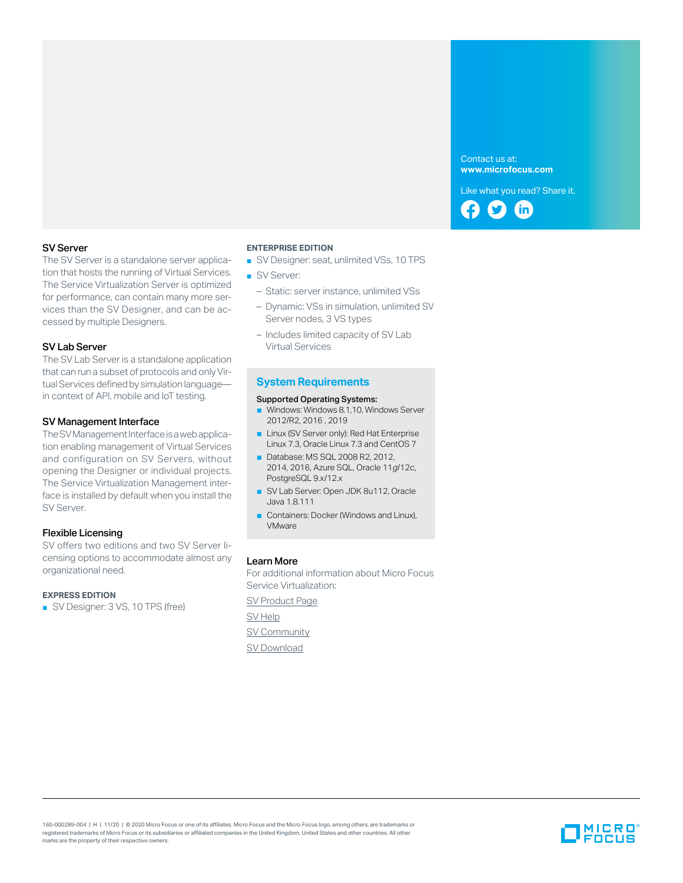Contact us at:
**www.microfocus.com**

Like what you read? Share it.

### SV Server

The SV Server is a standalone server application that hosts the running of Virtual Services. The Service Virtualization Server is optimized for performance, can contain many more services than the SV Designer, and can be accessed by multiple Designers.

### SV Lab Server

The SV Lab Server is a standalone application that can run a subset of protocols and only Virtual Services defined by simulation language—in context of API, mobile and IoT testing.

### SV Management Interface

The SV Management Interface is a web application enabling management of Virtual Services and configuration on SV Servers, without opening the Designer or individual projects. The Service Virtualization Management interface is installed by default when you install the SV Server.

### Flexible Licensing

SV offers two editions and two SV Server licensing options to accommodate almost any organizational need.

**EXPRESS EDITION**

- SV Designer: 3 VS, 10 TPS (free)

**ENTERPRISE EDITION**

- SV Designer: seat, unlimited VSs, 10 TPS
- SV Server:
  - Static: server instance, unlimited VSs
  - Dynamic: VSs in simulation, unlimited SV Server nodes, 3 VS types
  - Includes limited capacity of SV Lab Virtual Services

## System Requirements

**Supported Operating Systems:**

- Windows: Windows 8.1,10, Windows Server 2012/R2, 2016 , 2019
- Linux (SV Server only): Red Hat Enterprise Linux 7.3, Oracle Linux 7.3 and CentOS 7
- Database: MS SQL 2008 R2, 2012, 2014, 2016, Azure SQL, Oracle 11g/12c, PostgreSQL 9.x/12.x
- SV Lab Server: Open JDK 8u112, Oracle Java 1.8.111
- Containers: Docker (Windows and Linux), VMware

### Learn More

For additional information about Micro Focus Service Virtualization:

SV Product Page

SV Help

SV Community

SV Download

160-000289-004 | H | 11/20 | © 2020 Micro Focus or one of its affiliates. Micro Focus and the Micro Focus logo, among others, are trademarks or registered trademarks of Micro Focus or its subsidiaries or affiliated companies in the United Kingdom, United States and other countries. All other marks are the property of their respective owners.